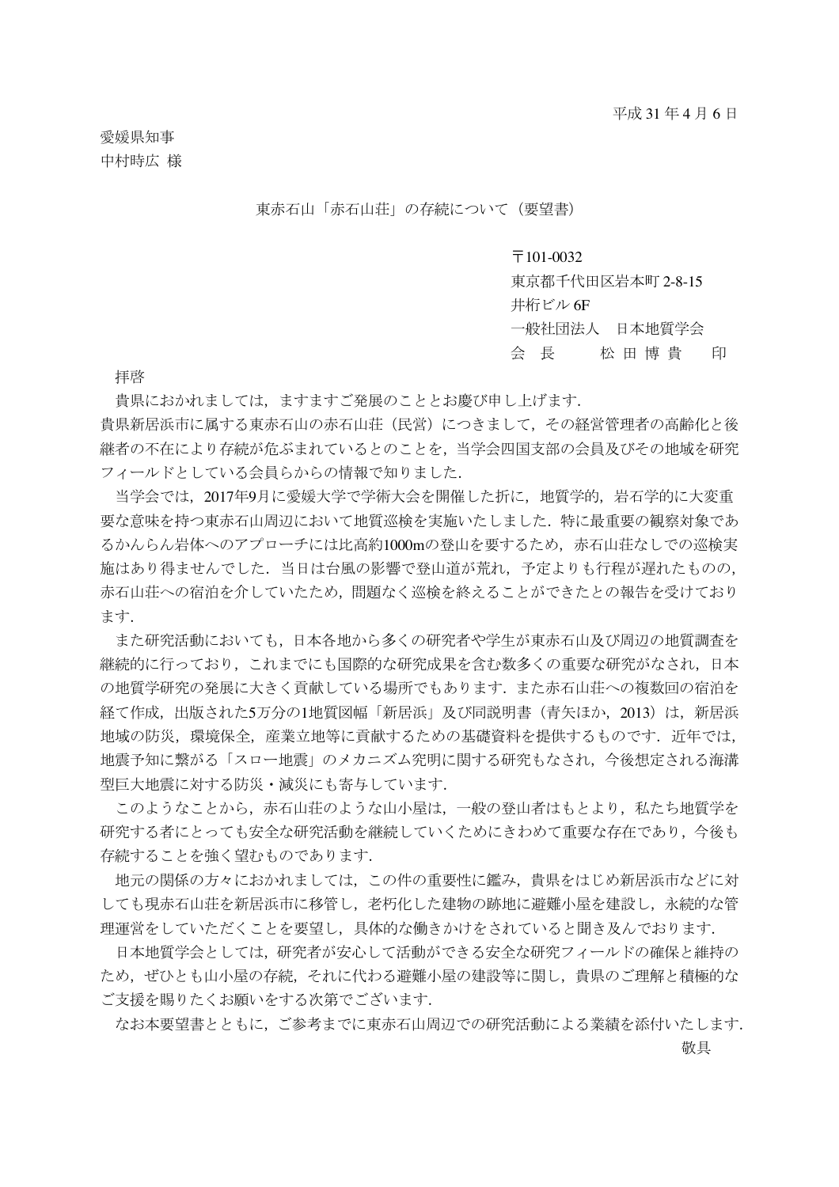平成 31 年 4 月 6 日

愛媛県知事
中村時広 様

東赤石山「赤石山荘」の存続について（要望書）

〒101-0032
東京都千代田区岩本町 2-8-15
井桁ビル 6F
一般社団法人　日本地質学会
会　長　　　松 田 博 貴　　印

拝啓

貴県におかれましては，ますますご発展のこととお慶び申し上げます．
貴県新居浜市に属する東赤石山の赤石山荘（民営）につきまして，その経営管理者の高齢化と後継者の不在により存続が危ぶまれているとのことを，当学会四国支部の会員及びその地域を研究フィールドとしている会員らからの情報で知りました．

当学会では，2017年9月に愛媛大学で学術大会を開催した折に，地質学的，岩石学的に大変重要な意味を持つ東赤石山周辺において地質巡検を実施いたしました．特に最重要の観察対象であるかんらん岩体へのアプローチには比高約1000mの登山を要するため，赤石山荘なしでの巡検実施はあり得ませんでした．当日は台風の影響で登山道が荒れ，予定よりも行程が遅れたものの，赤石山荘への宿泊を介していたため，問題なく巡検を終えることができたとの報告を受けております．

また研究活動においても，日本各地から多くの研究者や学生が東赤石山及び周辺の地質調査を継続的に行っており，これまでにも国際的な研究成果を含む数多くの重要な研究がなされ，日本の地質学研究の発展に大きく貢献している場所でもあります．また赤石山荘への複数回の宿泊を経て作成，出版された5万分の1地質図幅「新居浜」及び同説明書（青矢ほか，2013）は，新居浜地域の防災，環境保全，産業立地等に貢献するための基礎資料を提供するものです．近年では，地震予知に繋がる「スロー地震」のメカニズム究明に関する研究もなされ，今後想定される海溝型巨大地震に対する防災・減災にも寄与しています．

このようなことから，赤石山荘のような山小屋は，一般の登山者はもとより，私たち地質学を研究する者にとっても安全な研究活動を継続していくためにきわめて重要な存在であり，今後も存続することを強く望むものであります．

地元の関係の方々におかれましては，この件の重要性に鑑み，貴県をはじめ新居浜市などに対しても現赤石山荘を新居浜市に移管し，老朽化した建物の跡地に避難小屋を建設し，永続的な管理運営をしていただくことを要望し，具体的な働きかけをされていると聞き及んでおります．

日本地質学会としては，研究者が安心して活動ができる安全な研究フィールドの確保と維持のため，ぜひとも山小屋の存続，それに代わる避難小屋の建設等に関し，貴県のご理解と積極的なご支援を賜りたくお願いをする次第でございます．

なお本要望書とともに，ご参考までに東赤石山周辺での研究活動による業績を添付いたします．

敬具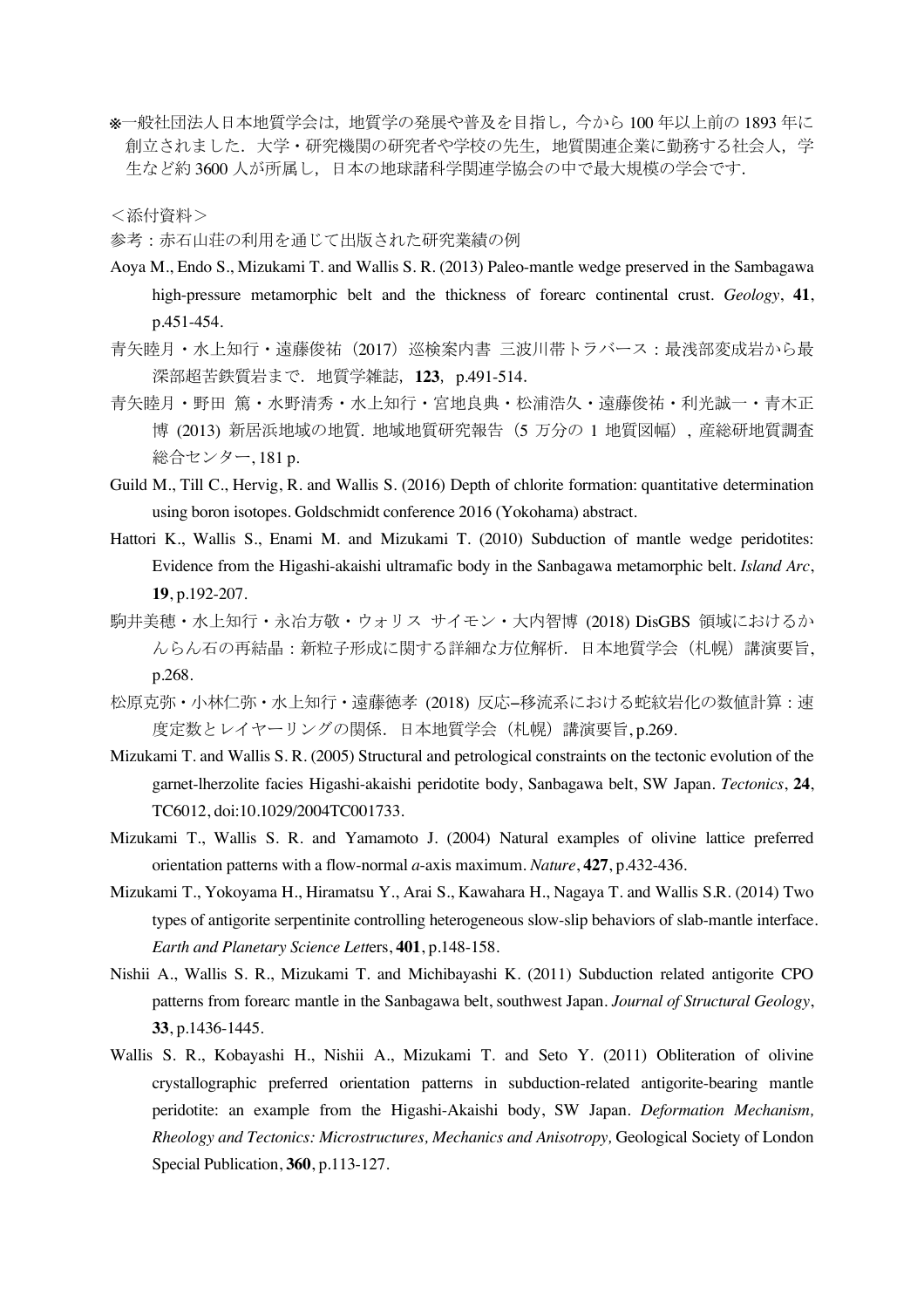※一般社団法人日本地質学会は，地質学の発展や普及を目指し，今から 100 年以上前の 1893 年に創立されました．大学・研究機関の研究者や学校の先生，地質関連企業に勤務する社会人，学生など約 3600 人が所属し，日本の地球諸科学関連学協会の中で最大規模の学会です．

＜添付資料＞

参考：赤石山荘の利用を通じて出版された研究業績の例

Aoya M., Endo S., Mizukami T. and Wallis S. R. (2013) Paleo-mantle wedge preserved in the Sambagawa high-pressure metamorphic belt and the thickness of forearc continental crust. *Geology*, **41**, p.451-454.

青矢睦月・水上知行・遠藤俊祐（2017）巡検案内書 三波川帯トラバース：最浅部変成岩から最深部超苦鉄質岩まで．地質学雑誌，**123**，p.491-514.

青矢睦月・野田 篤・水野清秀・水上知行・宮地良典・松浦浩久・遠藤俊祐・利光誠一・青木正博 (2013) 新居浜地域の地質．地域地質研究報告（5 万分の 1 地質図幅），産総研地質調査総合センター, 181 p.

Guild M., Till C., Hervig, R. and Wallis S. (2016) Depth of chlorite formation: quantitative determination using boron isotopes. Goldschmidt conference 2016 (Yokohama) abstract.

Hattori K., Wallis S., Enami M. and Mizukami T. (2010) Subduction of mantle wedge peridotites: Evidence from the Higashi-akaishi ultramafic body in the Sanbagawa metamorphic belt. *Island Arc*, **19**, p.192-207.

駒井美穂・水上知行・永冶方敬・ウォリス サイモン・大内智博 (2018) DisGBS 領域におけるかんらん石の再結晶：新粒子形成に関する詳細な方位解析．日本地質学会（札幌）講演要旨, p.268.

松原克弥・小林仁弥・水上知行・遠藤徳孝 (2018) 反応–移流系における蛇紋岩化の数値計算：速度定数とレイヤーリングの関係．日本地質学会（札幌）講演要旨, p.269.

Mizukami T. and Wallis S. R. (2005) Structural and petrological constraints on the tectonic evolution of the garnet-lherzolite facies Higashi-akaishi peridotite body, Sanbagawa belt, SW Japan. *Tectonics*, **24**, TC6012, doi:10.1029/2004TC001733.

Mizukami T., Wallis S. R. and Yamamoto J. (2004) Natural examples of olivine lattice preferred orientation patterns with a flow-normal *a*-axis maximum. *Nature*, **427**, p.432-436.

Mizukami T., Yokoyama H., Hiramatsu Y., Arai S., Kawahara H., Nagaya T. and Wallis S.R. (2014) Two types of antigorite serpentinite controlling heterogeneous slow-slip behaviors of slab-mantle interface. *Earth and Planetary Science Lett*ers, **401**, p.148-158.

Nishii A., Wallis S. R., Mizukami T. and Michibayashi K. (2011) Subduction related antigorite CPO patterns from forearc mantle in the Sanbagawa belt, southwest Japan. *Journal of Structural Geology*, **33**, p.1436-1445.

Wallis S. R., Kobayashi H., Nishii A., Mizukami T. and Seto Y. (2011) Obliteration of olivine crystallographic preferred orientation patterns in subduction-related antigorite-bearing mantle peridotite: an example from the Higashi-Akaishi body, SW Japan. *Deformation Mechanism, Rheology and Tectonics: Microstructures, Mechanics and Anisotropy,* Geological Society of London Special Publication, **360**, p.113-127.